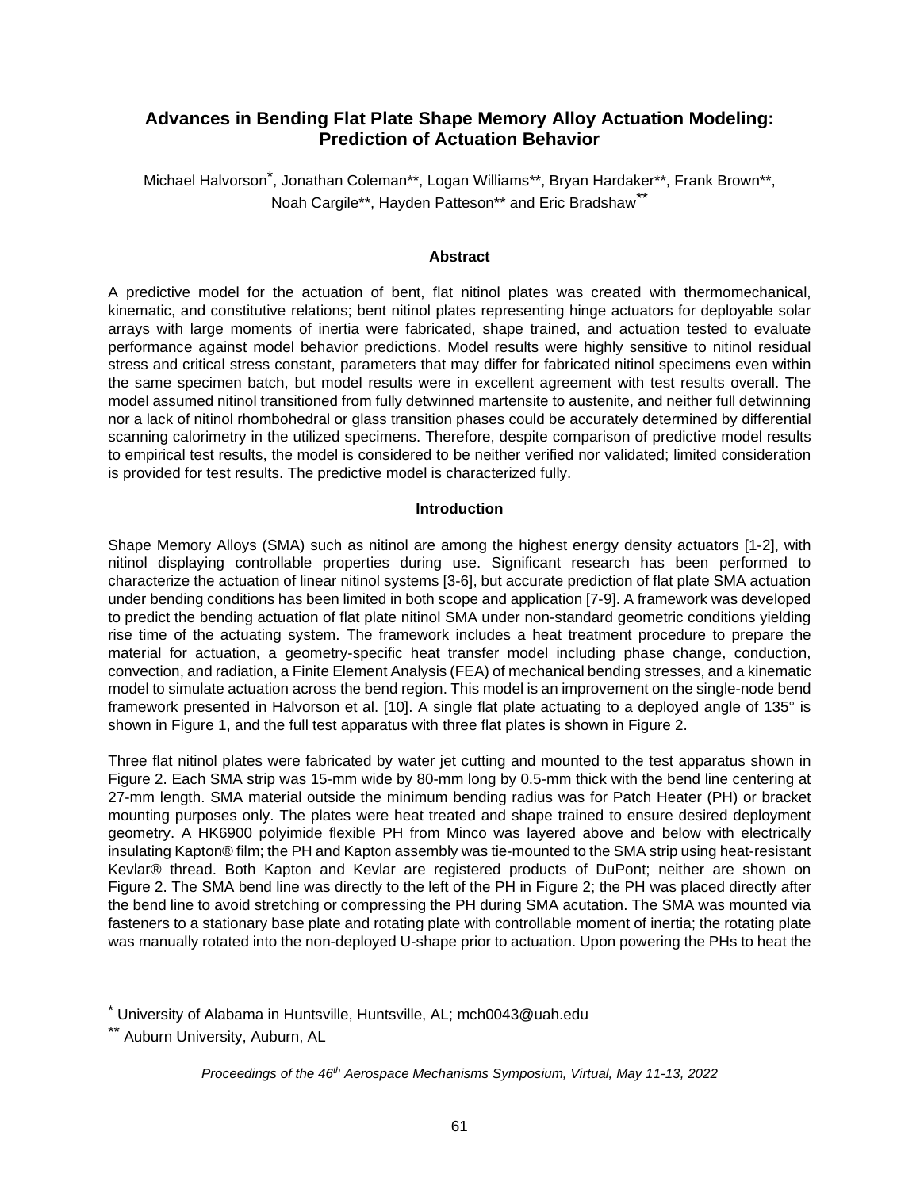# Advances in Bending Flat Plate Shape Memory Alloy Actuation Modeling: Prediction of Actuation Behavior

Michael Halvorson*, Jonathan Coleman**, Logan Williams**, Bryan Hardaker**, Frank Brown**, Noah Cargile**, Hayden Patteson** and Eric Bradshaw**

## Abstract

A predictive model for the actuation of bent, flat nitinol plates was created with thermomechanical, kinematic, and constitutive relations; bent nitinol plates representing hinge actuators for deployable solar arrays with large moments of inertia were fabricated, shape trained, and actuation tested to evaluate performance against model behavior predictions. Model results were highly sensitive to nitinol residual stress and critical stress constant, parameters that may differ for fabricated nitinol specimens even within the same specimen batch, but model results were in excellent agreement with test results overall. The model assumed nitinol transitioned from fully detwinned martensite to austenite, and neither full detwinning nor a lack of nitinol rhombohedral or glass transition phases could be accurately determined by differential scanning calorimetry in the utilized specimens. Therefore, despite comparison of predictive model results to empirical test results, the model is considered to be neither verified nor validated; limited consideration is provided for test results. The predictive model is characterized fully.

## Introduction

Shape Memory Alloys (SMA) such as nitinol are among the highest energy density actuators [1-2], with nitinol displaying controllable properties during use. Significant research has been performed to characterize the actuation of linear nitinol systems [3-6], but accurate prediction of flat plate SMA actuation under bending conditions has been limited in both scope and application [7-9]. A framework was developed to predict the bending actuation of flat plate nitinol SMA under non-standard geometric conditions yielding rise time of the actuating system. The framework includes a heat treatment procedure to prepare the material for actuation, a geometry-specific heat transfer model including phase change, conduction, convection, and radiation, a Finite Element Analysis (FEA) of mechanical bending stresses, and a kinematic model to simulate actuation across the bend region. This model is an improvement on the single-node bend framework presented in Halvorson et al. [10]. A single flat plate actuating to a deployed angle of 135° is shown in Figure 1, and the full test apparatus with three flat plates is shown in Figure 2.

Three flat nitinol plates were fabricated by water jet cutting and mounted to the test apparatus shown in Figure 2. Each SMA strip was 15-mm wide by 80-mm long by 0.5-mm thick with the bend line centering at 27-mm length. SMA material outside the minimum bending radius was for Patch Heater (PH) or bracket mounting purposes only. The plates were heat treated and shape trained to ensure desired deployment geometry. A HK6900 polyimide flexible PH from Minco was layered above and below with electrically insulating Kapton® film; the PH and Kapton assembly was tie-mounted to the SMA strip using heat-resistant Kevlar® thread. Both Kapton and Kevlar are registered products of DuPont; neither are shown on Figure 2. The SMA bend line was directly to the left of the PH in Figure 2; the PH was placed directly after the bend line to avoid stretching or compressing the PH during SMA acutation. The SMA was mounted via fasteners to a stationary base plate and rotating plate with controllable moment of inertia; the rotating plate was manually rotated into the non-deployed U-shape prior to actuation. Upon powering the PHs to heat the

---

* University of Alabama in Huntsville, Huntsville, AL; mch0043@uah.edu

** Auburn University, Auburn, AL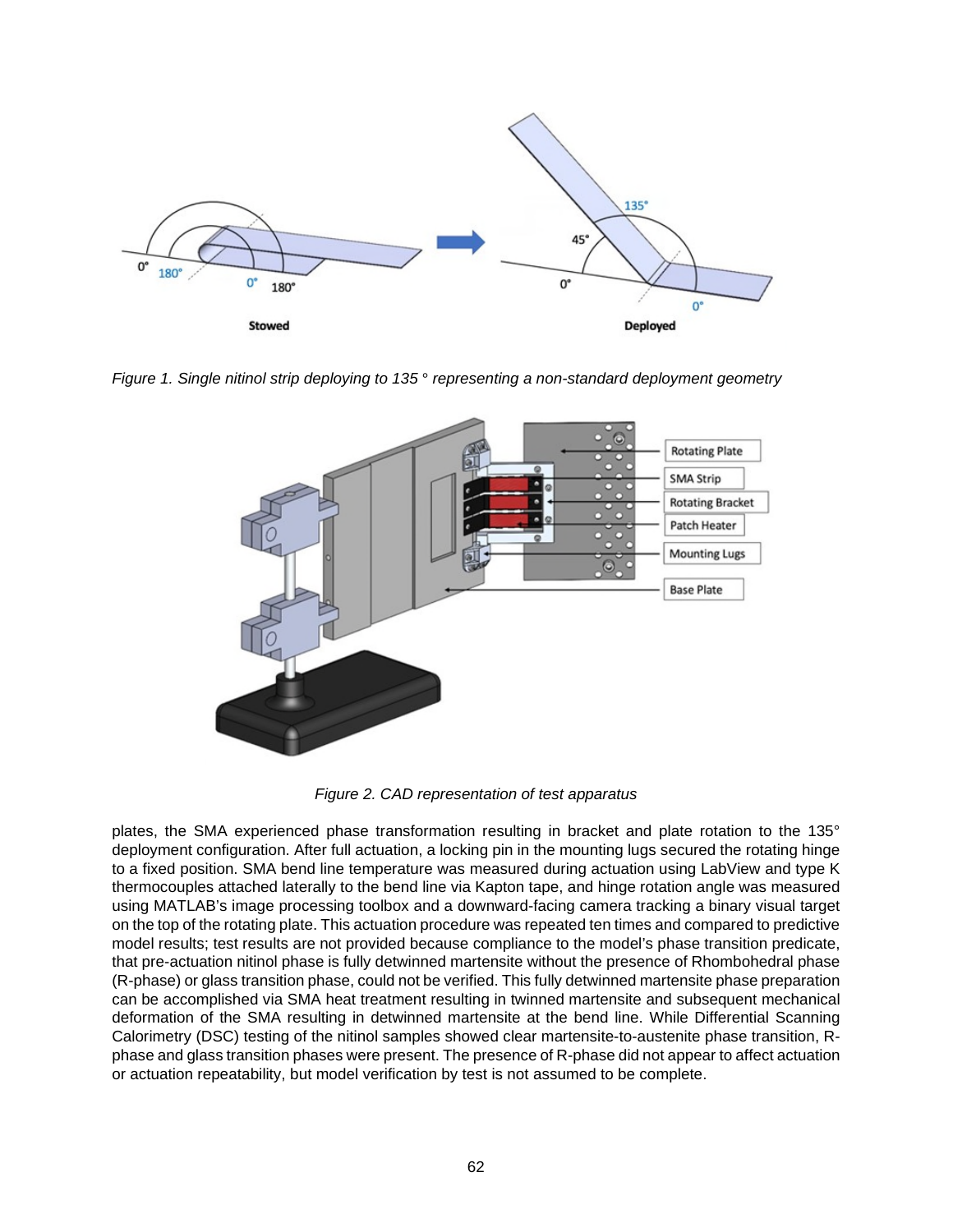Figure 1. Single nitinol strip deploying to 135 ° representing a non-standard deployment geometry

Figure 2. CAD representation of test apparatus

plates, the SMA experienced phase transformation resulting in bracket and plate rotation to the 135° deployment configuration. After full actuation, a locking pin in the mounting lugs secured the rotating hinge to a fixed position. SMA bend line temperature was measured during actuation using LabView and type K thermocouples attached laterally to the bend line via Kapton tape, and hinge rotation angle was measured using MATLAB's image processing toolbox and a downward-facing camera tracking a binary visual target on the top of the rotating plate. This actuation procedure was repeated ten times and compared to predictive model results; test results are not provided because compliance to the model's phase transition predicate, that pre-actuation nitinol phase is fully detwinned martensite without the presence of Rhombohedral phase (R-phase) or glass transition phase, could not be verified. This fully detwinned martensite phase preparation can be accomplished via SMA heat treatment resulting in twinned martensite and subsequent mechanical deformation of the SMA resulting in detwinned martensite at the bend line. While Differential Scanning Calorimetry (DSC) testing of the nitinol samples showed clear martensite-to-austenite phase transition, R-phase and glass transition phases were present. The presence of R-phase did not appear to affect actuation or actuation repeatability, but model verification by test is not assumed to be complete.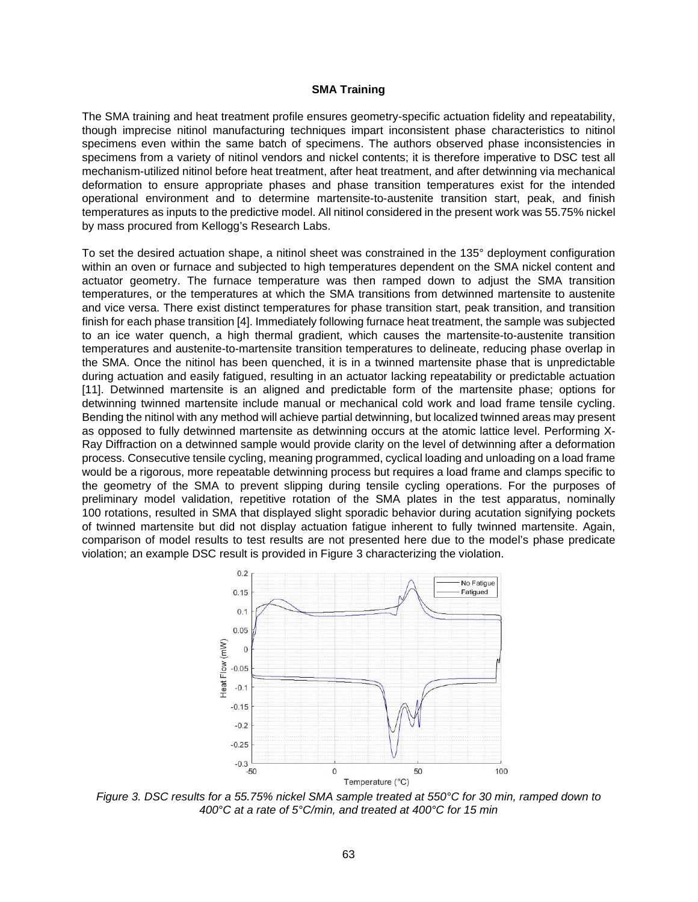**SMA Training**

The SMA training and heat treatment profile ensures geometry-specific actuation fidelity and repeatability, though imprecise nitinol manufacturing techniques impart inconsistent phase characteristics to nitinol specimens even within the same batch of specimens. The authors observed phase inconsistencies in specimens from a variety of nitinol vendors and nickel contents; it is therefore imperative to DSC test all mechanism-utilized nitinol before heat treatment, after heat treatment, and after detwinning via mechanical deformation to ensure appropriate phases and phase transition temperatures exist for the intended operational environment and to determine martensite-to-austenite transition start, peak, and finish temperatures as inputs to the predictive model. All nitinol considered in the present work was 55.75% nickel by mass procured from Kellogg's Research Labs.

To set the desired actuation shape, a nitinol sheet was constrained in the 135° deployment configuration within an oven or furnace and subjected to high temperatures dependent on the SMA nickel content and actuator geometry. The furnace temperature was then ramped down to adjust the SMA transition temperatures, or the temperatures at which the SMA transitions from detwinned martensite to austenite and vice versa. There exist distinct temperatures for phase transition start, peak transition, and transition finish for each phase transition [4]. Immediately following furnace heat treatment, the sample was subjected to an ice water quench, a high thermal gradient, which causes the martensite-to-austenite transition temperatures and austenite-to-martensite transition temperatures to delineate, reducing phase overlap in the SMA. Once the nitinol has been quenched, it is in a twinned martensite phase that is unpredictable during actuation and easily fatigued, resulting in an actuator lacking repeatability or predictable actuation [11]. Detwinned martensite is an aligned and predictable form of the martensite phase; options for detwinning twinned martensite include manual or mechanical cold work and load frame tensile cycling. Bending the nitinol with any method will achieve partial detwinning, but localized twinned areas may present as opposed to fully detwinned martensite as detwinning occurs at the atomic lattice level. Performing X-Ray Diffraction on a detwinned sample would provide clarity on the level of detwinning after a deformation process. Consecutive tensile cycling, meaning programmed, cyclical loading and unloading on a load frame would be a rigorous, more repeatable detwinning process but requires a load frame and clamps specific to the geometry of the SMA to prevent slipping during tensile cycling operations. For the purposes of preliminary model validation, repetitive rotation of the SMA plates in the test apparatus, nominally 100 rotations, resulted in SMA that displayed slight sporadic behavior during acutation signifying pockets of twinned martensite but did not display actuation fatigue inherent to fully twinned martensite. Again, comparison of model results to test results are not presented here due to the model's phase predicate violation; an example DSC result is provided in Figure 3 characterizing the violation.

*Figure 3. DSC results for a 55.75% nickel SMA sample treated at 550°C for 30 min, ramped down to 400°C at a rate of 5°C/min, and treated at 400°C for 15 min*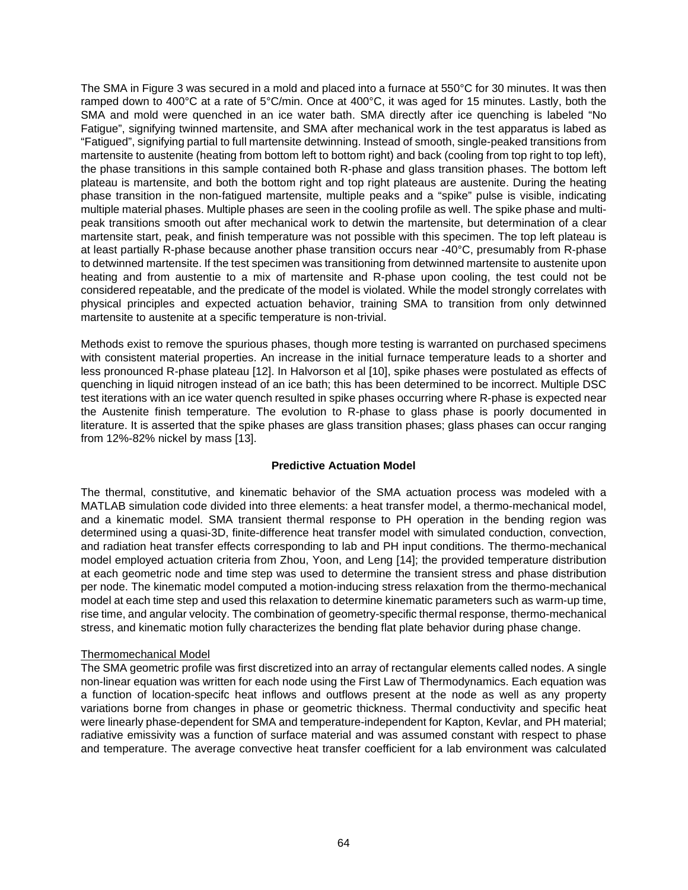The SMA in Figure 3 was secured in a mold and placed into a furnace at 550°C for 30 minutes. It was then ramped down to 400°C at a rate of 5°C/min. Once at 400°C, it was aged for 15 minutes. Lastly, both the SMA and mold were quenched in an ice water bath. SMA directly after ice quenching is labeled "No Fatigue", signifying twinned martensite, and SMA after mechanical work in the test apparatus is labed as "Fatigued", signifying partial to full martensite detwinning. Instead of smooth, single-peaked transitions from martensite to austenite (heating from bottom left to bottom right) and back (cooling from top right to top left), the phase transitions in this sample contained both R-phase and glass transition phases. The bottom left plateau is martensite, and both the bottom right and top right plateaus are austenite. During the heating phase transition in the non-fatigued martensite, multiple peaks and a "spike" pulse is visible, indicating multiple material phases. Multiple phases are seen in the cooling profile as well. The spike phase and multi-peak transitions smooth out after mechanical work to detwin the martensite, but determination of a clear martensite start, peak, and finish temperature was not possible with this specimen. The top left plateau is at least partially R-phase because another phase transition occurs near -40°C, presumably from R-phase to detwinned martensite. If the test specimen was transitioning from detwinned martensite to austenite upon heating and from austentie to a mix of martensite and R-phase upon cooling, the test could not be considered repeatable, and the predicate of the model is violated. While the model strongly correlates with physical principles and expected actuation behavior, training SMA to transition from only detwinned martensite to austenite at a specific temperature is non-trivial.

Methods exist to remove the spurious phases, though more testing is warranted on purchased specimens with consistent material properties. An increase in the initial furnace temperature leads to a shorter and less pronounced R-phase plateau [12]. In Halvorson et al [10], spike phases were postulated as effects of quenching in liquid nitrogen instead of an ice bath; this has been determined to be incorrect. Multiple DSC test iterations with an ice water quench resulted in spike phases occurring where R-phase is expected near the Austenite finish temperature. The evolution to R-phase to glass phase is poorly documented in literature. It is asserted that the spike phases are glass transition phases; glass phases can occur ranging from 12%-82% nickel by mass [13].

## Predictive Actuation Model

The thermal, constitutive, and kinematic behavior of the SMA actuation process was modeled with a MATLAB simulation code divided into three elements: a heat transfer model, a thermo-mechanical model, and a kinematic model. SMA transient thermal response to PH operation in the bending region was determined using a quasi-3D, finite-difference heat transfer model with simulated conduction, convection, and radiation heat transfer effects corresponding to lab and PH input conditions. The thermo-mechanical model employed actuation criteria from Zhou, Yoon, and Leng [14]; the provided temperature distribution at each geometric node and time step was used to determine the transient stress and phase distribution per node. The kinematic model computed a motion-inducing stress relaxation from the thermo-mechanical model at each time step and used this relaxation to determine kinematic parameters such as warm-up time, rise time, and angular velocity. The combination of geometry-specific thermal response, thermo-mechanical stress, and kinematic motion fully characterizes the bending flat plate behavior during phase change.

### Thermomechanical Model

The SMA geometric profile was first discretized into an array of rectangular elements called nodes. A single non-linear equation was written for each node using the First Law of Thermodynamics. Each equation was a function of location-specifc heat inflows and outflows present at the node as well as any property variations borne from changes in phase or geometric thickness. Thermal conductivity and specific heat were linearly phase-dependent for SMA and temperature-independent for Kapton, Kevlar, and PH material; radiative emissivity was a function of surface material and was assumed constant with respect to phase and temperature. The average convective heat transfer coefficient for a lab environment was calculated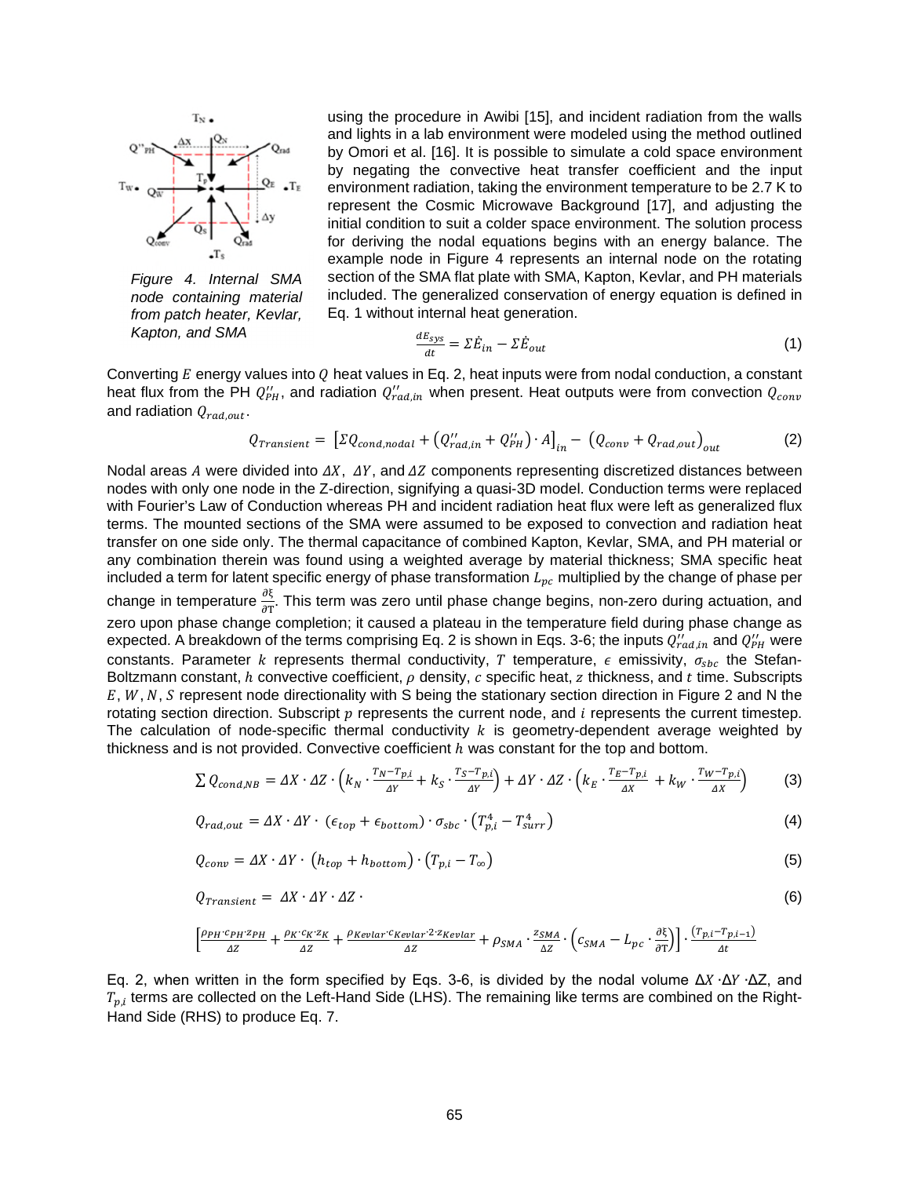using the procedure in Awibi [15], and incident radiation from the walls and lights in a lab environment were modeled using the method outlined by Omori et al. [16]. It is possible to simulate a cold space environment by negating the convective heat transfer coefficient and the input environment radiation, taking the environment temperature to be 2.7 K to represent the Cosmic Microwave Background [17], and adjusting the initial condition to suit a colder space environment. The solution process for deriving the nodal equations begins with an energy balance. The example node in Figure 4 represents an internal node on the rotating section of the SMA flat plate with SMA, Kapton, Kevlar, and PH materials included. The generalized conservation of energy equation is defined in Eq. 1 without internal heat generation.

*Figure 4. Internal SMA node containing material from patch heater, Kevlar, Kapton, and SMA*

$$\frac{dE_{sys}}{dt} = \Sigma\dot{E}_{in} - \Sigma\dot{E}_{out} \tag{1}$$

Converting $E$ energy values into $Q$ heat values in Eq. 2, heat inputs were from nodal conduction, a constant heat flux from the PH $Q''_{PH}$, and radiation $Q''_{rad,in}$ when present. Heat outputs were from convection $Q_{conv}$ and radiation $Q_{rad,out}$.

$$Q_{Transient} = \left[\Sigma Q_{cond,nodal} + \left(Q''_{rad,in} + Q''_{PH}\right)\cdot A\right]_{in} - \left(Q_{conv} + Q_{rad,out}\right)_{out} \tag{2}$$

Nodal areas $A$ were divided into $\Delta X$, $\Delta Y$, and $\Delta Z$ components representing discretized distances between nodes with only one node in the Z-direction, signifying a quasi-3D model. Conduction terms were replaced with Fourier's Law of Conduction whereas PH and incident radiation heat flux were left as generalized flux terms. The mounted sections of the SMA were assumed to be exposed to convection and radiation heat transfer on one side only. The thermal capacitance of combined Kapton, Kevlar, SMA, and PH material or any combination therein was found using a weighted average by material thickness; SMA specific heat included a term for latent specific energy of phase transformation $L_{pc}$ multiplied by the change of phase per change in temperature $\frac{\partial\xi}{\partial T}$. This term was zero until phase change begins, non-zero during actuation, and zero upon phase change completion; it caused a plateau in the temperature field during phase change as expected. A breakdown of the terms comprising Eq. 2 is shown in Eqs. 3-6; the inputs $Q''_{rad,in}$ and $Q''_{PH}$ were constants. Parameter $k$ represents thermal conductivity, $T$ temperature, $\epsilon$ emissivity, $\sigma_{sbc}$ the Stefan-Boltzmann constant, $h$ convective coefficient, $\rho$ density, $c$ specific heat, $z$ thickness, and $t$ time. Subscripts $E, W, N, S$ represent node directionality with S being the stationary section direction in Figure 2 and N the rotating section direction. Subscript $p$ represents the current node, and $i$ represents the current timestep. The calculation of node-specific thermal conductivity $k$ is geometry-dependent average weighted by thickness and is not provided. Convective coefficient $h$ was constant for the top and bottom.

$$\sum Q_{cond,NB} = \Delta X\cdot\Delta Z\cdot\left(k_N\cdot\frac{T_N - T_{p,i}}{\Delta Y} + k_S\cdot\frac{T_S - T_{p,i}}{\Delta Y}\right) + \Delta Y\cdot\Delta Z\cdot\left(k_E\cdot\frac{T_E - T_{p,i}}{\Delta X} + k_W\cdot\frac{T_W - T_{p,i}}{\Delta X}\right) \tag{3}$$

$$Q_{rad,out} = \Delta X\cdot\Delta Y\cdot\left(\epsilon_{top} + \epsilon_{bottom}\right)\cdot\sigma_{sbc}\cdot\left(T_{p,i}^4 - T_{surr}^4\right) \tag{4}$$

$$Q_{conv} = \Delta X\cdot\Delta Y\cdot\left(h_{top} + h_{bottom}\right)\cdot\left(T_{p,i} - T_\infty\right) \tag{5}$$

$$Q_{Transient} = \Delta X\cdot\Delta Y\cdot\Delta Z\cdot \tag{6}$$

$$\left[\frac{\rho_{PH}\cdot c_{PH}\cdot z_{PH}}{\Delta Z} + \frac{\rho_K\cdot c_K\cdot z_K}{\Delta Z} + \frac{\rho_{Kevlar}\cdot c_{Kevlar}\cdot 2\cdot z_{Kevlar}}{\Delta Z} + \rho_{SMA}\cdot\frac{z_{SMA}}{\Delta Z}\cdot\left(c_{SMA} - L_{pc}\cdot\frac{\partial\xi}{\partial T}\right)\right]\cdot\frac{\left(T_{p,i} - T_{p,i-1}\right)}{\Delta t}$$

Eq. 2, when written in the form specified by Eqs. 3-6, is divided by the nodal volume $\Delta X\cdot\Delta Y\cdot\Delta Z$, and $T_{p,i}$ terms are collected on the Left-Hand Side (LHS). The remaining like terms are combined on the Right-Hand Side (RHS) to produce Eq. 7.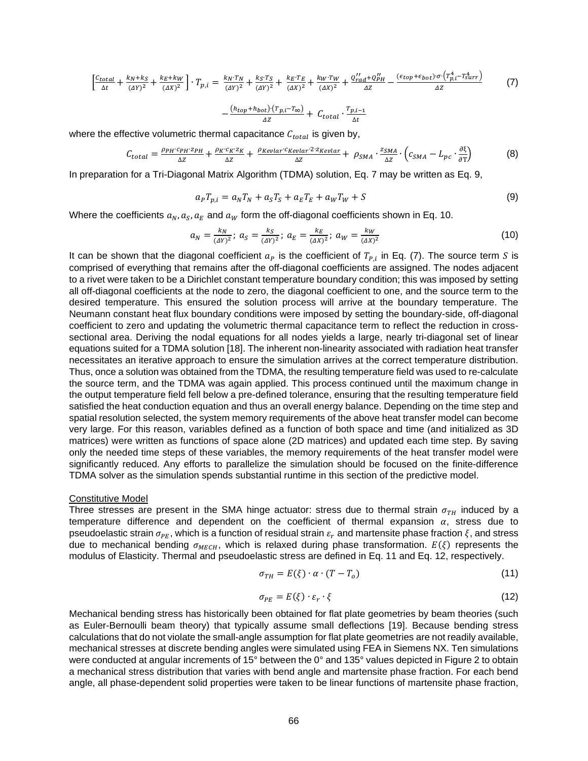$$\left[\frac{C_{total}}{\Delta t} + \frac{k_N + k_S}{(\Delta Y)^2} + \frac{k_E + k_W}{(\Delta X)^2}\right] \cdot T_{p,i} = \frac{k_N \cdot T_N}{(\Delta Y)^2} + \frac{k_S \cdot T_S}{(\Delta Y)^2} + \frac{k_E \cdot T_E}{(\Delta X)^2} + \frac{k_W \cdot T_W}{(\Delta X)^2} + \frac{Q''_{rad} + Q''_{PH}}{\Delta Z} - \frac{(\epsilon_{top} + \epsilon_{bot}) \cdot \sigma \cdot \left(T_{p,i}^4 - T_{surr}^4\right)}{\Delta Z} \tag{7}$$

$$- \frac{(h_{top} + h_{bot}) \cdot (T_{p,i} - T_\infty)}{\Delta Z} + C_{total} \cdot \frac{T_{p,i-1}}{\Delta t}$$

where the effective volumetric thermal capacitance $C_{total}$ is given by,

$$C_{total} = \frac{\rho_{PH} \cdot c_{PH} \cdot z_{PH}}{\Delta Z} + \frac{\rho_K \cdot c_K \cdot z_K}{\Delta Z} + \frac{\rho_{Kevlar} \cdot c_{Kevlar} \cdot 2 \cdot z_{Kevlar}}{\Delta Z} + \rho_{SMA} \cdot \frac{z_{SMA}}{\Delta Z} \cdot \left(c_{SMA} - L_{pc} \cdot \frac{\partial \xi}{\partial T}\right) \tag{8}$$

In preparation for a Tri-Diagonal Matrix Algorithm (TDMA) solution, Eq. 7 may be written as Eq. 9,

$$a_P T_{p,i} = a_N T_N + a_S T_S + a_E T_E + a_W T_W + S \tag{9}$$

Where the coefficients $a_N, a_S, a_E$ and $a_W$ form the off-diagonal coefficients shown in Eq. 10.

$$a_N = \frac{k_N}{(\Delta Y)^2};\ a_S = \frac{k_S}{(\Delta Y)^2};\ a_E = \frac{k_E}{(\Delta X)^2};\ a_W = \frac{k_W}{(\Delta X)^2} \tag{10}$$

It can be shown that the diagonal coefficient $a_P$ is the coefficient of $T_{P,i}$ in Eq. (7). The source term $S$ is comprised of everything that remains after the off-diagonal coefficients are assigned. The nodes adjacent to a rivet were taken to be a Dirichlet constant temperature boundary condition; this was imposed by setting all off-diagonal coefficients at the node to zero, the diagonal coefficient to one, and the source term to the desired temperature. This ensured the solution process will arrive at the boundary temperature. The Neumann constant heat flux boundary conditions were imposed by setting the boundary-side, off-diagonal coefficient to zero and updating the volumetric thermal capacitance term to reflect the reduction in cross-sectional area. Deriving the nodal equations for all nodes yields a large, nearly tri-diagonal set of linear equations suited for a TDMA solution [18]. The inherent non-linearity associated with radiation heat transfer necessitates an iterative approach to ensure the simulation arrives at the correct temperature distribution. Thus, once a solution was obtained from the TDMA, the resulting temperature field was used to re-calculate the source term, and the TDMA was again applied. This process continued until the maximum change in the output temperature field fell below a pre-defined tolerance, ensuring that the resulting temperature field satisfied the heat conduction equation and thus an overall energy balance. Depending on the time step and spatial resolution selected, the system memory requirements of the above heat transfer model can become very large. For this reason, variables defined as a function of both space and time (and initialized as 3D matrices) were written as functions of space alone (2D matrices) and updated each time step. By saving only the needed time steps of these variables, the memory requirements of the heat transfer model were significantly reduced. Any efforts to parallelize the simulation should be focused on the finite-difference TDMA solver as the simulation spends substantial runtime in this section of the predictive model.

## Constitutive Model

Three stresses are present in the SMA hinge actuator: stress due to thermal strain $\sigma_{TH}$ induced by a temperature difference and dependent on the coefficient of thermal expansion $\alpha$, stress due to pseudoelastic strain $\sigma_{PE}$, which is a function of residual strain $\varepsilon_r$ and martensite phase fraction $\xi$, and stress due to mechanical bending $\sigma_{MECH}$, which is relaxed during phase transformation. $E(\xi)$ represents the modulus of Elasticity. Thermal and pseudoelastic stress are defined in Eq. 11 and Eq. 12, respectively.

$$\sigma_{TH} = E(\xi) \cdot \alpha \cdot (T - T_o) \tag{11}$$

$$\sigma_{PE} = E(\xi) \cdot \varepsilon_r \cdot \xi \tag{12}$$

Mechanical bending stress has historically been obtained for flat plate geometries by beam theories (such as Euler-Bernoulli beam theory) that typically assume small deflections [19]. Because bending stress calculations that do not violate the small-angle assumption for flat plate geometries are not readily available, mechanical stresses at discrete bending angles were simulated using FEA in Siemens NX. Ten simulations were conducted at angular increments of 15° between the 0° and 135° values depicted in Figure 2 to obtain a mechanical stress distribution that varies with bend angle and martensite phase fraction. For each bend angle, all phase-dependent solid properties were taken to be linear functions of martensite phase fraction,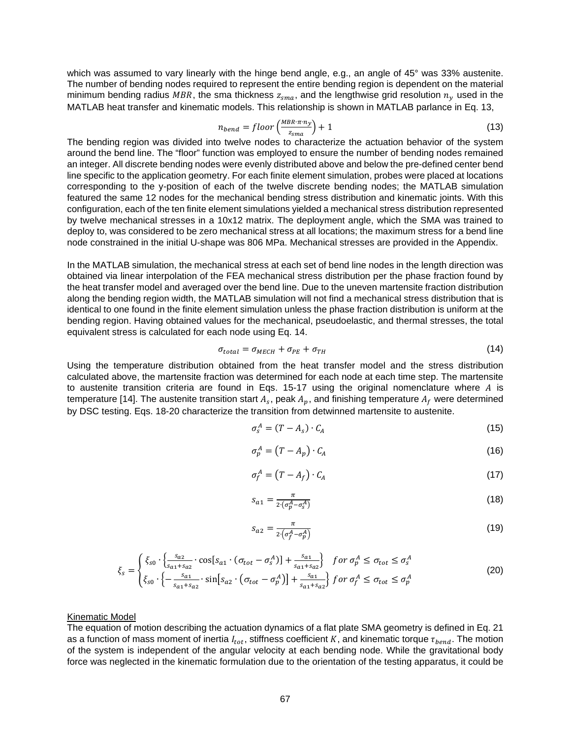which was assumed to vary linearly with the hinge bend angle, e.g., an angle of 45° was 33% austenite. The number of bending nodes required to represent the entire bending region is dependent on the material minimum bending radius $MBR$, the sma thickness $z_{sma}$, and the lengthwise grid resolution $n_y$ used in the MATLAB heat transfer and kinematic models. This relationship is shown in MATLAB parlance in Eq. 13,

$$n_{bend} = floor\left(\frac{MBR \cdot \pi \cdot n_y}{z_{sma}}\right) + 1 \tag{13}$$

The bending region was divided into twelve nodes to characterize the actuation behavior of the system around the bend line. The "floor" function was employed to ensure the number of bending nodes remained an integer. All discrete bending nodes were evenly distributed above and below the pre-defined center bend line specific to the application geometry. For each finite element simulation, probes were placed at locations corresponding to the y-position of each of the twelve discrete bending nodes; the MATLAB simulation featured the same 12 nodes for the mechanical bending stress distribution and kinematic joints. With this configuration, each of the ten finite element simulations yielded a mechanical stress distribution represented by twelve mechanical stresses in a 10x12 matrix. The deployment angle, which the SMA was trained to deploy to, was considered to be zero mechanical stress at all locations; the maximum stress for a bend line node constrained in the initial U-shape was 806 MPa. Mechanical stresses are provided in the Appendix.

In the MATLAB simulation, the mechanical stress at each set of bend line nodes in the length direction was obtained via linear interpolation of the FEA mechanical stress distribution per the phase fraction found by the heat transfer model and averaged over the bend line. Due to the uneven martensite fraction distribution along the bending region width, the MATLAB simulation will not find a mechanical stress distribution that is identical to one found in the finite element simulation unless the phase fraction distribution is uniform at the bending region. Having obtained values for the mechanical, pseudoelastic, and thermal stresses, the total equivalent stress is calculated for each node using Eq. 14.

$$\sigma_{total} = \sigma_{MECH} + \sigma_{PE} + \sigma_{TH} \tag{14}$$

Using the temperature distribution obtained from the heat transfer model and the stress distribution calculated above, the martensite fraction was determined for each node at each time step. The martensite to austenite transition criteria are found in Eqs. 15-17 using the original nomenclature where $A$ is temperature [14]. The austenite transition start $A_s$, peak $A_p$, and finishing temperature $A_f$ were determined by DSC testing. Eqs. 18-20 characterize the transition from detwinned martensite to austenite.

$$\sigma_s^A = (T - A_s) \cdot C_A \tag{15}$$

$$\sigma_p^A = \left(T - A_p\right) \cdot C_A \tag{16}$$

$$\sigma_f^A = \left(T - A_f\right) \cdot C_A \tag{17}$$

$$s_{a1} = \frac{\pi}{2 \cdot (\sigma_p^A - \sigma_s^A)} \tag{18}$$

$$s_{a2} = \frac{\pi}{2 \cdot \left(\sigma_f^A - \sigma_p^A\right)} \tag{19}$$

$$\xi_s = \begin{cases} \xi_{s0} \cdot \left\{\frac{s_{a2}}{s_{a1}+s_{a2}} \cdot \cos[s_{a1} \cdot (\sigma_{tot} - \sigma_s^A)] + \frac{s_{a1}}{s_{a1}+s_{a2}}\right\} & for\ \sigma_p^A \leq \sigma_{tot} \leq \sigma_s^A \\ \xi_{s0} \cdot \left\{-\frac{s_{a1}}{s_{a1}+s_{a2}} \cdot \sin\left[s_{a2} \cdot \left(\sigma_{tot} - \sigma_p^A\right)\right] + \frac{s_{a1}}{s_{a1}+s_{a2}}\right\} & for\ \sigma_f^A \leq \sigma_{tot} \leq \sigma_p^A \end{cases} \tag{20}$$

<u>Kinematic Model</u>

The equation of motion describing the actuation dynamics of a flat plate SMA geometry is defined in Eq. 21 as a function of mass moment of inertia $I_{tot}$, stiffness coefficient $K$, and kinematic torque $\tau_{bend}$. The motion of the system is independent of the angular velocity at each bending node. While the gravitational body force was neglected in the kinematic formulation due to the orientation of the testing apparatus, it could be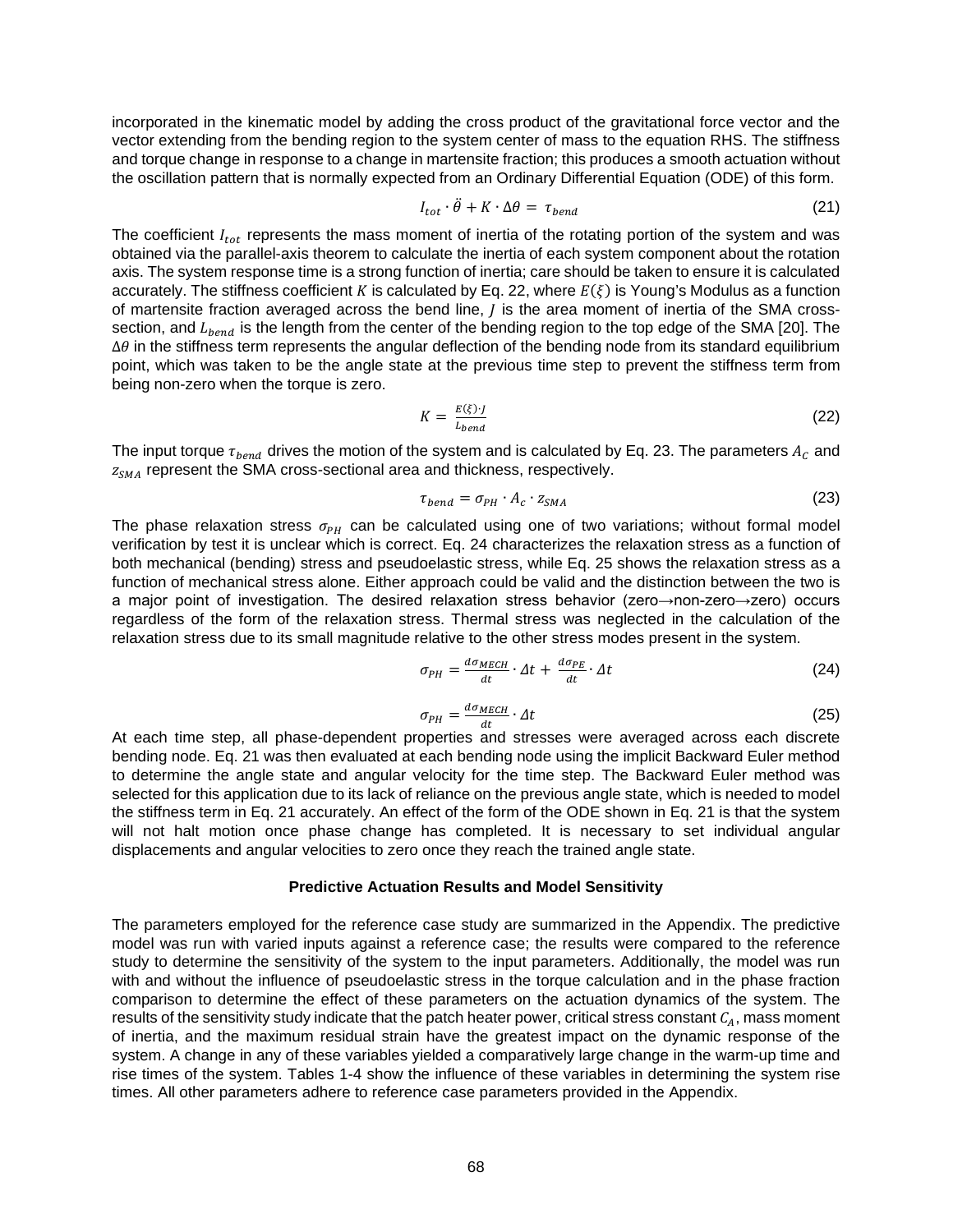incorporated in the kinematic model by adding the cross product of the gravitational force vector and the vector extending from the bending region to the system center of mass to the equation RHS. The stiffness and torque change in response to a change in martensite fraction; this produces a smooth actuation without the oscillation pattern that is normally expected from an Ordinary Differential Equation (ODE) of this form.

$$I_{tot} \cdot \ddot{\theta} + K \cdot \Delta\theta = \tau_{bend} \tag{21}$$

The coefficient $I_{tot}$ represents the mass moment of inertia of the rotating portion of the system and was obtained via the parallel-axis theorem to calculate the inertia of each system component about the rotation axis. The system response time is a strong function of inertia; care should be taken to ensure it is calculated accurately. The stiffness coefficient $K$ is calculated by Eq. 22, where $E(\xi)$ is Young's Modulus as a function of martensite fraction averaged across the bend line, $J$ is the area moment of inertia of the SMA cross-section, and $L_{bend}$ is the length from the center of the bending region to the top edge of the SMA [20]. The $\Delta\theta$ in the stiffness term represents the angular deflection of the bending node from its standard equilibrium point, which was taken to be the angle state at the previous time step to prevent the stiffness term from being non-zero when the torque is zero.

$$K = \frac{E(\xi) \cdot J}{L_{bend}} \tag{22}$$

The input torque $\tau_{bend}$ drives the motion of the system and is calculated by Eq. 23. The parameters $A_C$ and $z_{SMA}$ represent the SMA cross-sectional area and thickness, respectively.

$$\tau_{bend} = \sigma_{PH} \cdot A_c \cdot z_{SMA} \tag{23}$$

The phase relaxation stress $\sigma_{PH}$ can be calculated using one of two variations; without formal model verification by test it is unclear which is correct. Eq. 24 characterizes the relaxation stress as a function of both mechanical (bending) stress and pseudoelastic stress, while Eq. 25 shows the relaxation stress as a function of mechanical stress alone. Either approach could be valid and the distinction between the two is a major point of investigation. The desired relaxation stress behavior (zero→non-zero→zero) occurs regardless of the form of the relaxation stress. Thermal stress was neglected in the calculation of the relaxation stress due to its small magnitude relative to the other stress modes present in the system.

$$\sigma_{PH} = \frac{d\sigma_{MECH}}{dt} \cdot \Delta t + \frac{d\sigma_{PE}}{dt} \cdot \Delta t \tag{24}$$

$$\sigma_{PH} = \frac{d\sigma_{MECH}}{dt} \cdot \Delta t \tag{25}$$

At each time step, all phase-dependent properties and stresses were averaged across each discrete bending node. Eq. 21 was then evaluated at each bending node using the implicit Backward Euler method to determine the angle state and angular velocity for the time step. The Backward Euler method was selected for this application due to its lack of reliance on the previous angle state, which is needed to model the stiffness term in Eq. 21 accurately. An effect of the form of the ODE shown in Eq. 21 is that the system will not halt motion once phase change has completed. It is necessary to set individual angular displacements and angular velocities to zero once they reach the trained angle state.

## Predictive Actuation Results and Model Sensitivity

The parameters employed for the reference case study are summarized in the Appendix. The predictive model was run with varied inputs against a reference case; the results were compared to the reference study to determine the sensitivity of the system to the input parameters. Additionally, the model was run with and without the influence of pseudoelastic stress in the torque calculation and in the phase fraction comparison to determine the effect of these parameters on the actuation dynamics of the system. The results of the sensitivity study indicate that the patch heater power, critical stress constant $C_A$, mass moment of inertia, and the maximum residual strain have the greatest impact on the dynamic response of the system. A change in any of these variables yielded a comparatively large change in the warm-up time and rise times of the system. Tables 1-4 show the influence of these variables in determining the system rise times. All other parameters adhere to reference case parameters provided in the Appendix.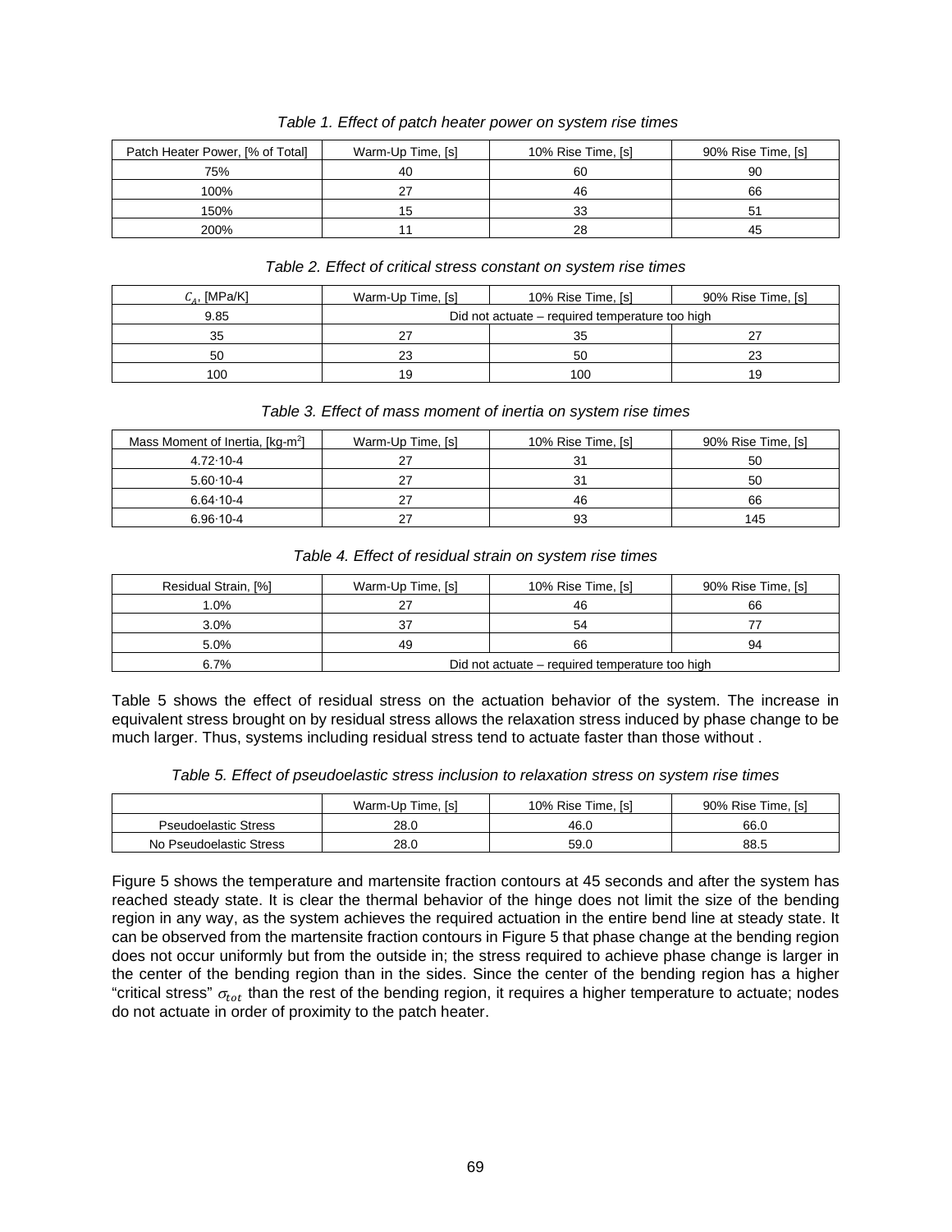*Table 1. Effect of patch heater power on system rise times*

| Patch Heater Power, [% of Total] | Warm-Up Time, [s] | 10% Rise Time, [s] | 90% Rise Time, [s] |
|---|---|---|---|
| 75% | 40 | 60 | 90 |
| 100% | 27 | 46 | 66 |
| 150% | 15 | 33 | 51 |
| 200% | 11 | 28 | 45 |

*Table 2. Effect of critical stress constant on system rise times*

| $C_A$, [MPa/K] | Warm-Up Time, [s] | 10% Rise Time, [s] | 90% Rise Time, [s] |
|---|---|---|---|
| 9.85 | Did not actuate – required temperature too high | | |
| 35 | 27 | 35 | 27 |
| 50 | 23 | 50 | 23 |
| 100 | 19 | 100 | 19 |

*Table 3. Effect of mass moment of inertia on system rise times*

| Mass Moment of Inertia, [kg-m$^2$] | Warm-Up Time, [s] | 10% Rise Time, [s] | 90% Rise Time, [s] |
|---|---|---|---|
| $4.72 \cdot 10\text{-}4$ | 27 | 31 | 50 |
| $5.60 \cdot 10\text{-}4$ | 27 | 31 | 50 |
| $6.64 \cdot 10\text{-}4$ | 27 | 46 | 66 |
| $6.96 \cdot 10\text{-}4$ | 27 | 93 | 145 |

*Table 4. Effect of residual strain on system rise times*

| Residual Strain, [%] | Warm-Up Time, [s] | 10% Rise Time, [s] | 90% Rise Time, [s] |
|---|---|---|---|
| 1.0% | 27 | 46 | 66 |
| 3.0% | 37 | 54 | 77 |
| 5.0% | 49 | 66 | 94 |
| 6.7% | Did not actuate – required temperature too high | | |

Table 5 shows the effect of residual stress on the actuation behavior of the system. The increase in equivalent stress brought on by residual stress allows the relaxation stress induced by phase change to be much larger. Thus, systems including residual stress tend to actuate faster than those without .

*Table 5. Effect of pseudoelastic stress inclusion to relaxation stress on system rise times*

| | Warm-Up Time, [s] | 10% Rise Time, [s] | 90% Rise Time, [s] |
|---|---|---|---|
| Pseudoelastic Stress | 28.0 | 46.0 | 66.0 |
| No Pseudoelastic Stress | 28.0 | 59.0 | 88.5 |

Figure 5 shows the temperature and martensite fraction contours at 45 seconds and after the system has reached steady state. It is clear the thermal behavior of the hinge does not limit the size of the bending region in any way, as the system achieves the required actuation in the entire bend line at steady state. It can be observed from the martensite fraction contours in Figure 5 that phase change at the bending region does not occur uniformly but from the outside in; the stress required to achieve phase change is larger in the center of the bending region than in the sides. Since the center of the bending region has a higher "critical stress" $\sigma_{tot}$ than the rest of the bending region, it requires a higher temperature to actuate; nodes do not actuate in order of proximity to the patch heater.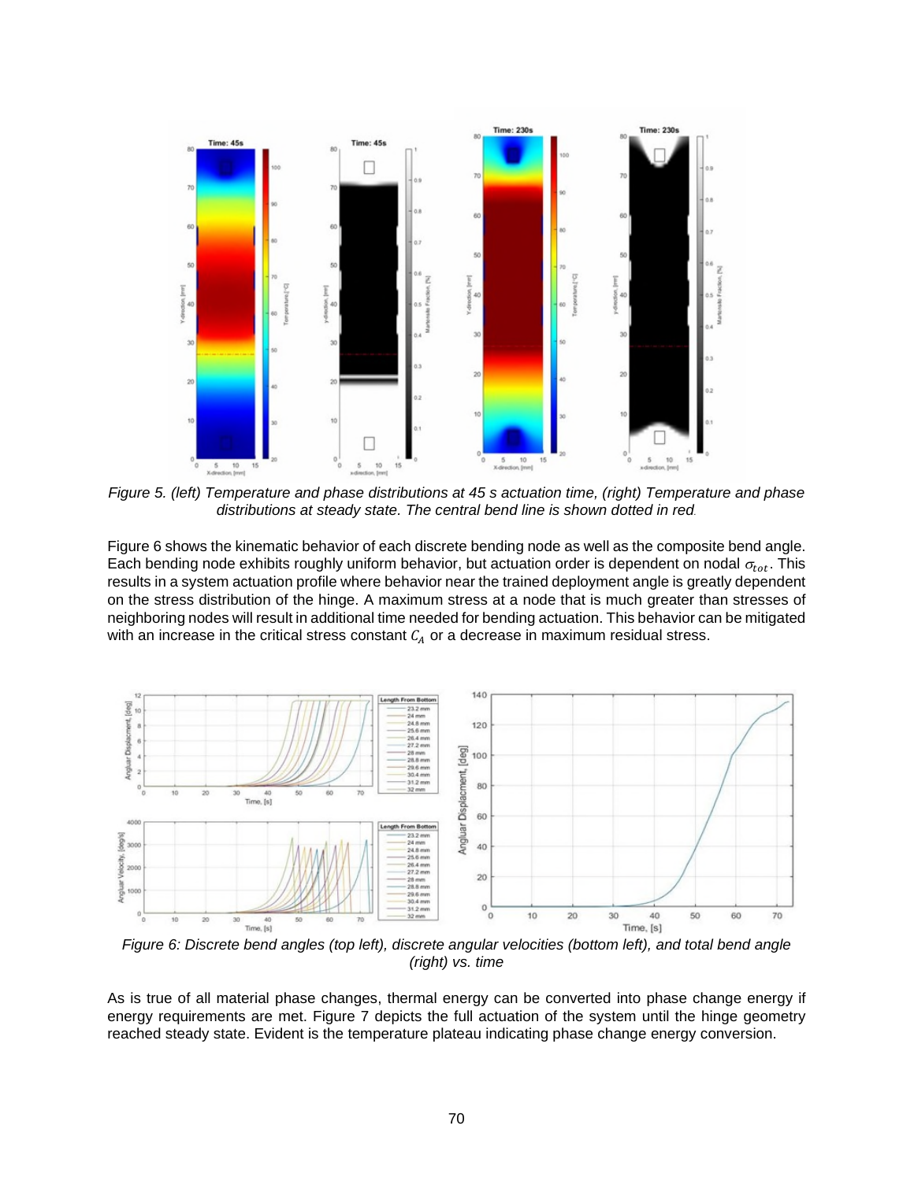Figure 5. (left) Temperature and phase distributions at 45 s actuation time, (right) Temperature and phase distributions at steady state. The central bend line is shown dotted in red.

Figure 6 shows the kinematic behavior of each discrete bending node as well as the composite bend angle. Each bending node exhibits roughly uniform behavior, but actuation order is dependent on nodal $\sigma_{tot}$. This results in a system actuation profile where behavior near the trained deployment angle is greatly dependent on the stress distribution of the hinge. A maximum stress at a node that is much greater than stresses of neighboring nodes will result in additional time needed for bending actuation. This behavior can be mitigated with an increase in the critical stress constant $C_A$ or a decrease in maximum residual stress.

Figure 6: Discrete bend angles (top left), discrete angular velocities (bottom left), and total bend angle (right) vs. time

As is true of all material phase changes, thermal energy can be converted into phase change energy if energy requirements are met. Figure 7 depicts the full actuation of the system until the hinge geometry reached steady state. Evident is the temperature plateau indicating phase change energy conversion.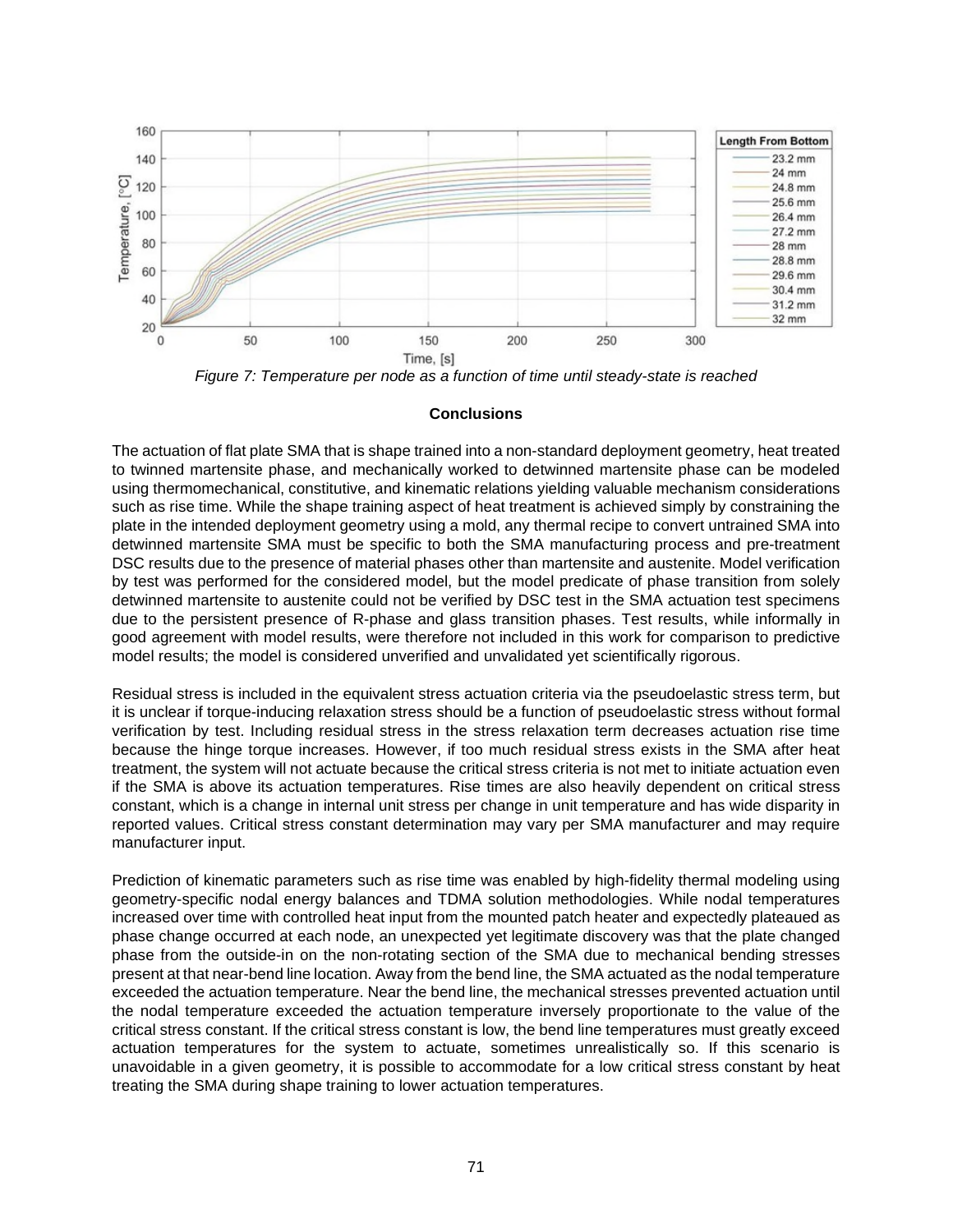*Figure 7: Temperature per node as a function of time until steady-state is reached*

## Conclusions

The actuation of flat plate SMA that is shape trained into a non-standard deployment geometry, heat treated to twinned martensite phase, and mechanically worked to detwinned martensite phase can be modeled using thermomechanical, constitutive, and kinematic relations yielding valuable mechanism considerations such as rise time. While the shape training aspect of heat treatment is achieved simply by constraining the plate in the intended deployment geometry using a mold, any thermal recipe to convert untrained SMA into detwinned martensite SMA must be specific to both the SMA manufacturing process and pre-treatment DSC results due to the presence of material phases other than martensite and austenite. Model verification by test was performed for the considered model, but the model predicate of phase transition from solely detwinned martensite to austenite could not be verified by DSC test in the SMA actuation test specimens due to the persistent presence of R-phase and glass transition phases. Test results, while informally in good agreement with model results, were therefore not included in this work for comparison to predictive model results; the model is considered unverified and unvalidated yet scientifically rigorous.

Residual stress is included in the equivalent stress actuation criteria via the pseudoelastic stress term, but it is unclear if torque-inducing relaxation stress should be a function of pseudoelastic stress without formal verification by test. Including residual stress in the stress relaxation term decreases actuation rise time because the hinge torque increases. However, if too much residual stress exists in the SMA after heat treatment, the system will not actuate because the critical stress criteria is not met to initiate actuation even if the SMA is above its actuation temperatures. Rise times are also heavily dependent on critical stress constant, which is a change in internal unit stress per change in unit temperature and has wide disparity in reported values. Critical stress constant determination may vary per SMA manufacturer and may require manufacturer input.

Prediction of kinematic parameters such as rise time was enabled by high-fidelity thermal modeling using geometry-specific nodal energy balances and TDMA solution methodologies. While nodal temperatures increased over time with controlled heat input from the mounted patch heater and expectedly plateaued as phase change occurred at each node, an unexpected yet legitimate discovery was that the plate changed phase from the outside-in on the non-rotating section of the SMA due to mechanical bending stresses present at that near-bend line location. Away from the bend line, the SMA actuated as the nodal temperature exceeded the actuation temperature. Near the bend line, the mechanical stresses prevented actuation until the nodal temperature exceeded the actuation temperature inversely proportionate to the value of the critical stress constant. If the critical stress constant is low, the bend line temperatures must greatly exceed actuation temperatures for the system to actuate, sometimes unrealistically so. If this scenario is unavoidable in a given geometry, it is possible to accommodate for a low critical stress constant by heat treating the SMA during shape training to lower actuation temperatures.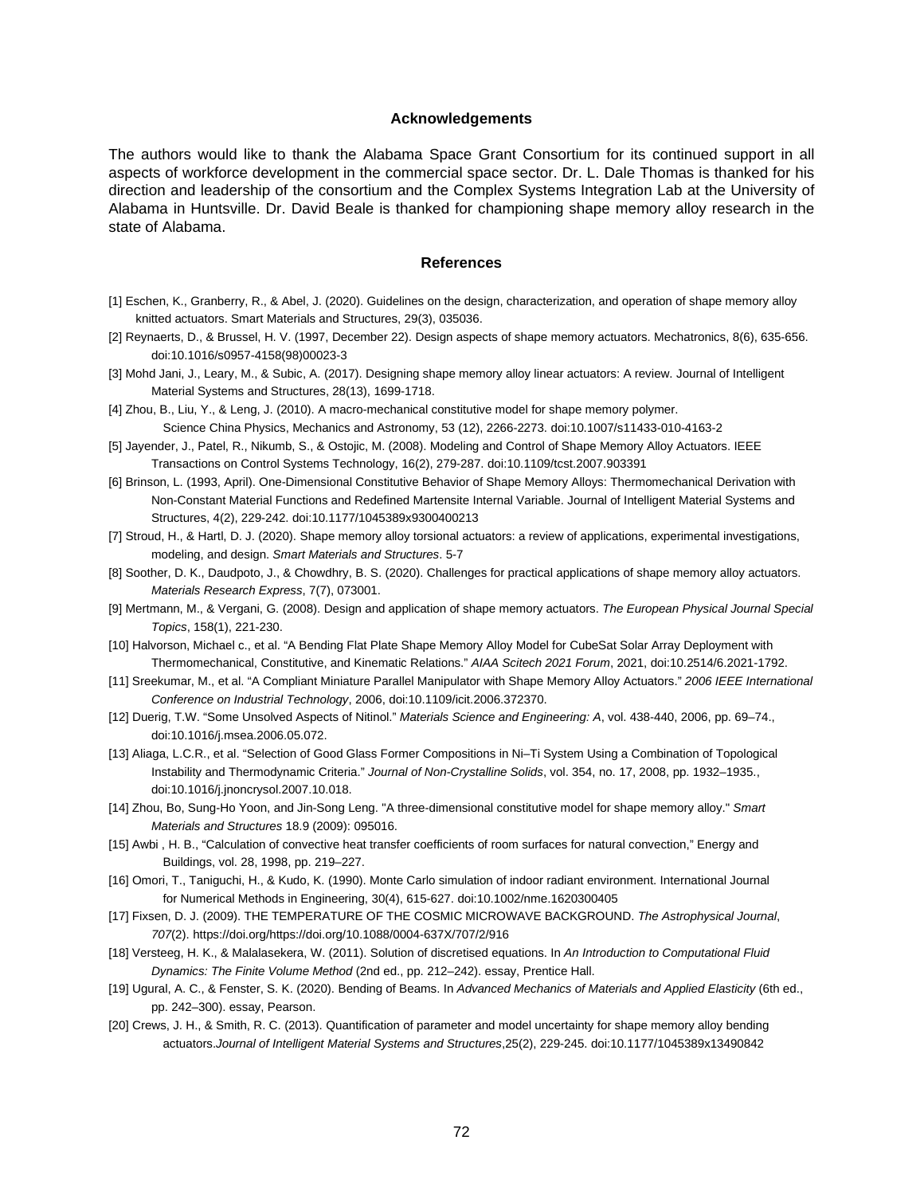## Acknowledgements

The authors would like to thank the Alabama Space Grant Consortium for its continued support in all aspects of workforce development in the commercial space sector. Dr. L. Dale Thomas is thanked for his direction and leadership of the consortium and the Complex Systems Integration Lab at the University of Alabama in Huntsville. Dr. David Beale is thanked for championing shape memory alloy research in the state of Alabama.

## References

[1] Eschen, K., Granberry, R., & Abel, J. (2020). Guidelines on the design, characterization, and operation of shape memory alloy knitted actuators. Smart Materials and Structures, 29(3), 035036.

[2] Reynaerts, D., & Brussel, H. V. (1997, December 22). Design aspects of shape memory actuators. Mechatronics, 8(6), 635-656. doi:10.1016/s0957-4158(98)00023-3

[3] Mohd Jani, J., Leary, M., & Subic, A. (2017). Designing shape memory alloy linear actuators: A review. Journal of Intelligent Material Systems and Structures, 28(13), 1699-1718.

[4] Zhou, B., Liu, Y., & Leng, J. (2010). A macro-mechanical constitutive model for shape memory polymer. Science China Physics, Mechanics and Astronomy, 53 (12), 2266-2273. doi:10.1007/s11433-010-4163-2

[5] Jayender, J., Patel, R., Nikumb, S., & Ostojic, M. (2008). Modeling and Control of Shape Memory Alloy Actuators. IEEE Transactions on Control Systems Technology, 16(2), 279-287. doi:10.1109/tcst.2007.903391

[6] Brinson, L. (1993, April). One-Dimensional Constitutive Behavior of Shape Memory Alloys: Thermomechanical Derivation with Non-Constant Material Functions and Redefined Martensite Internal Variable. Journal of Intelligent Material Systems and Structures, 4(2), 229-242. doi:10.1177/1045389x9300400213

[7] Stroud, H., & Hartl, D. J. (2020). Shape memory alloy torsional actuators: a review of applications, experimental investigations, modeling, and design. *Smart Materials and Structures*. 5-7

[8] Soother, D. K., Daudpoto, J., & Chowdhry, B. S. (2020). Challenges for practical applications of shape memory alloy actuators. *Materials Research Express*, 7(7), 073001.

[9] Mertmann, M., & Vergani, G. (2008). Design and application of shape memory actuators. *The European Physical Journal Special Topics*, 158(1), 221-230.

[10] Halvorson, Michael c., et al. "A Bending Flat Plate Shape Memory Alloy Model for CubeSat Solar Array Deployment with Thermomechanical, Constitutive, and Kinematic Relations." *AIAA Scitech 2021 Forum*, 2021, doi:10.2514/6.2021-1792.

[11] Sreekumar, M., et al. "A Compliant Miniature Parallel Manipulator with Shape Memory Alloy Actuators." *2006 IEEE International Conference on Industrial Technology*, 2006, doi:10.1109/icit.2006.372370.

[12] Duerig, T.W. "Some Unsolved Aspects of Nitinol." *Materials Science and Engineering: A*, vol. 438-440, 2006, pp. 69–74., doi:10.1016/j.msea.2006.05.072.

[13] Aliaga, L.C.R., et al. "Selection of Good Glass Former Compositions in Ni–Ti System Using a Combination of Topological Instability and Thermodynamic Criteria." *Journal of Non-Crystalline Solids*, vol. 354, no. 17, 2008, pp. 1932–1935., doi:10.1016/j.jnoncrysol.2007.10.018.

[14] Zhou, Bo, Sung-Ho Yoon, and Jin-Song Leng. "A three-dimensional constitutive model for shape memory alloy." *Smart Materials and Structures* 18.9 (2009): 095016.

[15] Awbi , H. B., "Calculation of convective heat transfer coefficients of room surfaces for natural convection," Energy and Buildings, vol. 28, 1998, pp. 219–227.

[16] Omori, T., Taniguchi, H., & Kudo, K. (1990). Monte Carlo simulation of indoor radiant environment. International Journal for Numerical Methods in Engineering, 30(4), 615-627. doi:10.1002/nme.1620300405

[17] Fixsen, D. J. (2009). THE TEMPERATURE OF THE COSMIC MICROWAVE BACKGROUND. *The Astrophysical Journal*, *707*(2). https://doi.org/https://doi.org/10.1088/0004-637X/707/2/916

[18] Versteeg, H. K., & Malalasekera, W. (2011). Solution of discretised equations. In *An Introduction to Computational Fluid Dynamics: The Finite Volume Method* (2nd ed., pp. 212–242). essay, Prentice Hall.

[19] Ugural, A. C., & Fenster, S. K. (2020). Bending of Beams. In *Advanced Mechanics of Materials and Applied Elasticity* (6th ed., pp. 242–300). essay, Pearson.

[20] Crews, J. H., & Smith, R. C. (2013). Quantification of parameter and model uncertainty for shape memory alloy bending actuators.*Journal of Intelligent Material Systems and Structures*,25(2), 229-245. doi:10.1177/1045389x13490842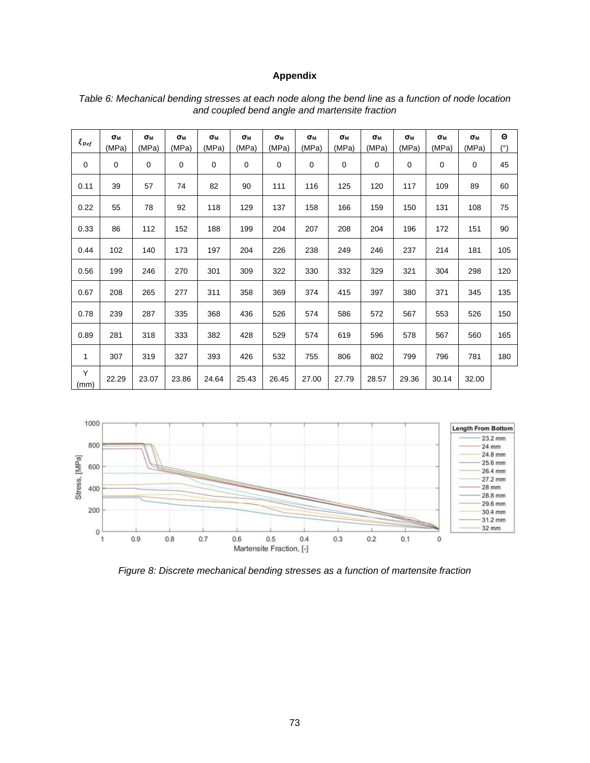## Appendix

*Table 6: Mechanical bending stresses at each node along the bend line as a function of node location and coupled bend angle and martensite fraction*

| $\xi_{Def}$ | $\sigma_M$ (MPa) | $\sigma_M$ (MPa) | $\sigma_M$ (MPa) | $\sigma_M$ (MPa) | $\sigma_M$ (MPa) | $\sigma_M$ (MPa) | $\sigma_M$ (MPa) | $\sigma_M$ (MPa) | $\sigma_M$ (MPa) | $\sigma_M$ (MPa) | $\sigma_M$ (MPa) | $\sigma_M$ (MPa) | Θ (°) |
|---|---|---|---|---|---|---|---|---|---|---|---|---|---|
| 0 | 0 | 0 | 0 | 0 | 0 | 0 | 0 | 0 | 0 | 0 | 0 | 0 | 45 |
| 0.11 | 39 | 57 | 74 | 82 | 90 | 111 | 116 | 125 | 120 | 117 | 109 | 89 | 60 |
| 0.22 | 55 | 78 | 92 | 118 | 129 | 137 | 158 | 166 | 159 | 150 | 131 | 108 | 75 |
| 0.33 | 86 | 112 | 152 | 188 | 199 | 204 | 207 | 208 | 204 | 196 | 172 | 151 | 90 |
| 0.44 | 102 | 140 | 173 | 197 | 204 | 226 | 238 | 249 | 246 | 237 | 214 | 181 | 105 |
| 0.56 | 199 | 246 | 270 | 301 | 309 | 322 | 330 | 332 | 329 | 321 | 304 | 298 | 120 |
| 0.67 | 208 | 265 | 277 | 311 | 358 | 369 | 374 | 415 | 397 | 380 | 371 | 345 | 135 |
| 0.78 | 239 | 287 | 335 | 368 | 436 | 526 | 574 | 586 | 572 | 567 | 553 | 526 | 150 |
| 0.89 | 281 | 318 | 333 | 382 | 428 | 529 | 574 | 619 | 596 | 578 | 567 | 560 | 165 |
| 1 | 307 | 319 | 327 | 393 | 426 | 532 | 755 | 806 | 802 | 799 | 796 | 781 | 180 |
| Y (mm) | 22.29 | 23.07 | 23.86 | 24.64 | 25.43 | 26.45 | 27.00 | 27.79 | 28.57 | 29.36 | 30.14 | 32.00 | |

*Figure 8: Discrete mechanical bending stresses as a function of martensite fraction*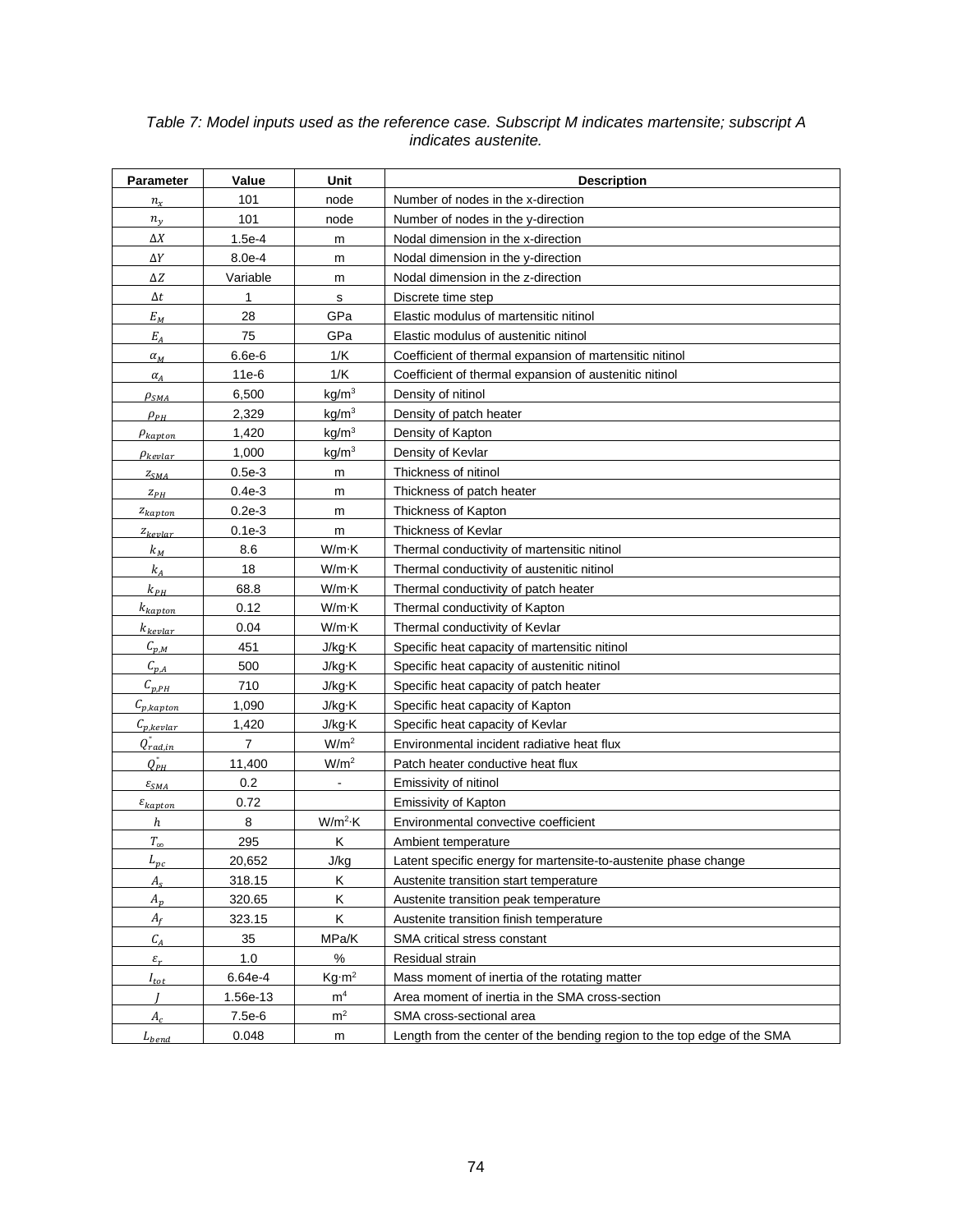*Table 7: Model inputs used as the reference case. Subscript M indicates martensite; subscript A indicates austenite.*

| Parameter | Value | Unit | Description |
|---|---|---|---|
| $n_x$ | 101 | node | Number of nodes in the x-direction |
| $n_y$ | 101 | node | Number of nodes in the y-direction |
| $\Delta X$ | 1.5e-4 | m | Nodal dimension in the x-direction |
| $\Delta Y$ | 8.0e-4 | m | Nodal dimension in the y-direction |
| $\Delta Z$ | Variable | m | Nodal dimension in the z-direction |
| $\Delta t$ | 1 | s | Discrete time step |
| $E_M$ | 28 | GPa | Elastic modulus of martensitic nitinol |
| $E_A$ | 75 | GPa | Elastic modulus of austenitic nitinol |
| $\alpha_M$ | 6.6e-6 | 1/K | Coefficient of thermal expansion of martensitic nitinol |
| $\alpha_A$ | 11e-6 | 1/K | Coefficient of thermal expansion of austenitic nitinol |
| $\rho_{SMA}$ | 6,500 | kg/m$^3$ | Density of nitinol |
| $\rho_{PH}$ | 2,329 | kg/m$^3$ | Density of patch heater |
| $\rho_{kapton}$ | 1,420 | kg/m$^3$ | Density of Kapton |
| $\rho_{kevlar}$ | 1,000 | kg/m$^3$ | Density of Kevlar |
| $z_{SMA}$ | 0.5e-3 | m | Thickness of nitinol |
| $z_{PH}$ | 0.4e-3 | m | Thickness of patch heater |
| $z_{kapton}$ | 0.2e-3 | m | Thickness of Kapton |
| $z_{kevlar}$ | 0.1e-3 | m | Thickness of Kevlar |
| $k_M$ | 8.6 | W/m·K | Thermal conductivity of martensitic nitinol |
| $k_A$ | 18 | W/m·K | Thermal conductivity of austenitic nitinol |
| $k_{PH}$ | 68.8 | W/m·K | Thermal conductivity of patch heater |
| $k_{kapton}$ | 0.12 | W/m·K | Thermal conductivity of Kapton |
| $k_{kevlar}$ | 0.04 | W/m·K | Thermal conductivity of Kevlar |
| $C_{p,M}$ | 451 | J/kg·K | Specific heat capacity of martensitic nitinol |
| $C_{p,A}$ | 500 | J/kg·K | Specific heat capacity of austenitic nitinol |
| $C_{p,PH}$ | 710 | J/kg·K | Specific heat capacity of patch heater |
| $C_{p,kapton}$ | 1,090 | J/kg·K | Specific heat capacity of Kapton |
| $C_{p,kevlar}$ | 1,420 | J/kg·K | Specific heat capacity of Kevlar |
| $Q^{*}_{rad,in}$ | 7 | W/m$^2$ | Environmental incident radiative heat flux |
| $Q^{*}_{PH}$ | 11,400 | W/m$^2$ | Patch heater conductive heat flux |
| $\varepsilon_{SMA}$ | 0.2 | - | Emissivity of nitinol |
| $\varepsilon_{kapton}$ | 0.72 | | Emissivity of Kapton |
| $h$ | 8 | W/m$^2$·K | Environmental convective coefficient |
| $T_\infty$ | 295 | K | Ambient temperature |
| $L_{pc}$ | 20,652 | J/kg | Latent specific energy for martensite-to-austenite phase change |
| $A_s$ | 318.15 | K | Austenite transition start temperature |
| $A_p$ | 320.65 | K | Austenite transition peak temperature |
| $A_f$ | 323.15 | K | Austenite transition finish temperature |
| $C_A$ | 35 | MPa/K | SMA critical stress constant |
| $\varepsilon_r$ | 1.0 | % | Residual strain |
| $I_{tot}$ | 6.64e-4 | Kg·m$^2$ | Mass moment of inertia of the rotating matter |
| $J$ | 1.56e-13 | m$^4$ | Area moment of inertia in the SMA cross-section |
| $A_c$ | 7.5e-6 | m$^2$ | SMA cross-sectional area |
| $L_{bend}$ | 0.048 | m | Length from the center of the bending region to the top edge of the SMA |